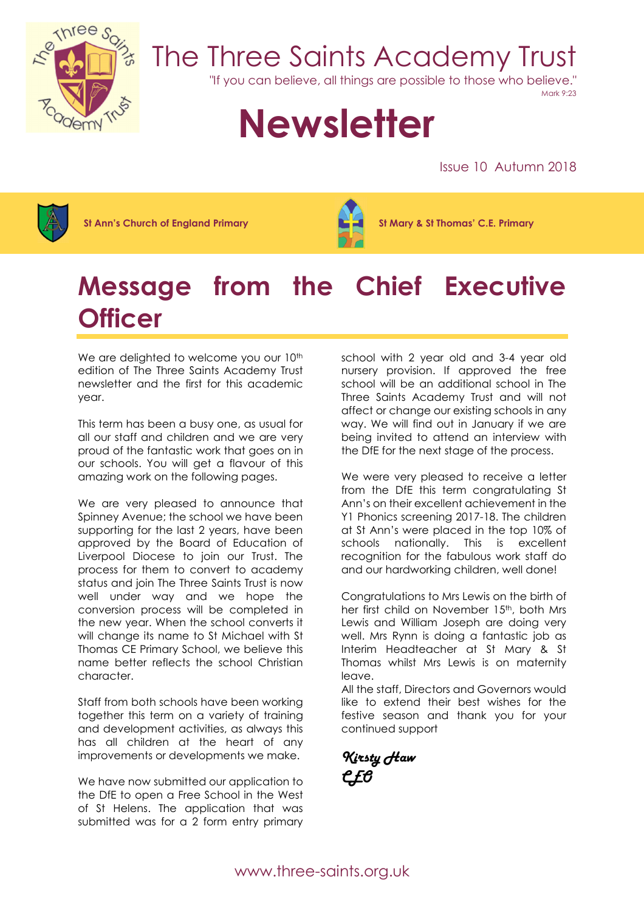# The Three Saints Academy Trust

"If you can believe, all things are possible to those who believe."
Mark 9:23

# Newsletter

Issue 10 Autumn 2018

**St Ann's Church of England Primary** | **St Mary & St Thomas' C.E. Primary**

## Message from the Chief Executive Officer

We are delighted to welcome you our 10th edition of The Three Saints Academy Trust newsletter and the first for this academic year.

This term has been a busy one, as usual for all our staff and children and we are very proud of the fantastic work that goes on in our schools. You will get a flavour of this amazing work on the following pages.

We are very pleased to announce that Spinney Avenue; the school we have been supporting for the last 2 years, have been approved by the Board of Education of Liverpool Diocese to join our Trust. The process for them to convert to academy status and join The Three Saints Trust is now well under way and we hope the conversion process will be completed in the new year. When the school converts it will change its name to St Michael with St Thomas CE Primary School, we believe this name better reflects the school Christian character.

Staff from both schools have been working together this term on a variety of training and development activities, as always this has all children at the heart of any improvements or developments we make.

We have now submitted our application to the DfE to open a Free School in the West of St Helens. The application that was submitted was for a 2 form entry primary school with 2 year old and 3-4 year old nursery provision. If approved the free school will be an additional school in The Three Saints Academy Trust and will not affect or change our existing schools in any way. We will find out in January if we are being invited to attend an interview with the DfE for the next stage of the process.

We were very pleased to receive a letter from the DfE this term congratulating St Ann's on their excellent achievement in the Y1 Phonics screening 2017-18. The children at St Ann's were placed in the top 10% of schools nationally. This is excellent recognition for the fabulous work staff do and our hardworking children, well done!

Congratulations to Mrs Lewis on the birth of her first child on November 15th, both Mrs Lewis and William Joseph are doing very well. Mrs Rynn is doing a fantastic job as Interim Headteacher at St Mary & St Thomas whilst Mrs Lewis is on maternity leave.

All the staff, Directors and Governors would like to extend their best wishes for the festive season and thank you for your continued support

*Kirsty Haw*
*CEO*

www.three-saints.org.uk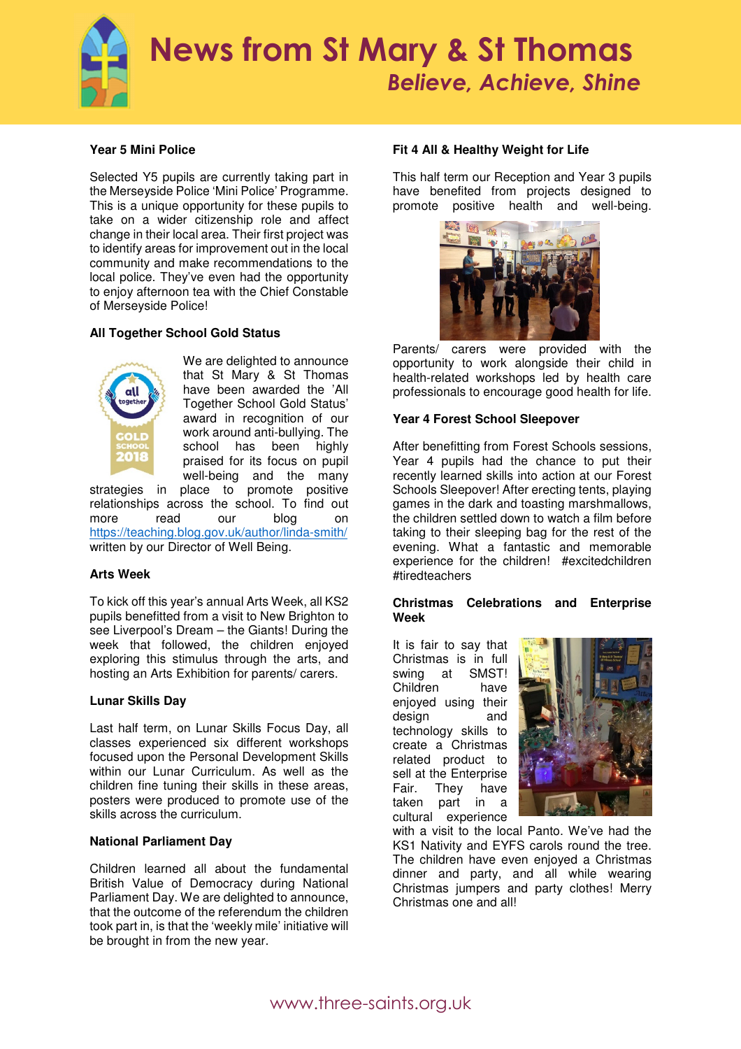# News from St Mary & St Thomas

*Believe, Achieve, Shine*

### Year 5 Mini Police

Selected Y5 pupils are currently taking part in the Merseyside Police 'Mini Police' Programme. This is a unique opportunity for these pupils to take on a wider citizenship role and affect change in their local area. Their first project was to identify areas for improvement out in the local community and make recommendations to the local police. They've even had the opportunity to enjoy afternoon tea with the Chief Constable of Merseyside Police!

### All Together School Gold Status

We are delighted to announce that St Mary & St Thomas have been awarded the 'All Together School Gold Status' award in recognition of our work around anti-bullying. The school has been highly praised for its focus on pupil well-being and the many strategies in place to promote positive relationships across the school. To find out more read our blog on https://teaching.blog.gov.uk/author/linda-smith/ written by our Director of Well Being.

### Arts Week

To kick off this year's annual Arts Week, all KS2 pupils benefitted from a visit to New Brighton to see Liverpool's Dream – the Giants! During the week that followed, the children enjoyed exploring this stimulus through the arts, and hosting an Arts Exhibition for parents/ carers.

### Lunar Skills Day

Last half term, on Lunar Skills Focus Day, all classes experienced six different workshops focused upon the Personal Development Skills within our Lunar Curriculum. As well as the children fine tuning their skills in these areas, posters were produced to promote use of the skills across the curriculum.

### National Parliament Day

Children learned all about the fundamental British Value of Democracy during National Parliament Day. We are delighted to announce, that the outcome of the referendum the children took part in, is that the 'weekly mile' initiative will be brought in from the new year.

### Fit 4 All & Healthy Weight for Life

This half term our Reception and Year 3 pupils have benefited from projects designed to promote positive health and well-being.

Parents/ carers were provided with the opportunity to work alongside their child in health-related workshops led by health care professionals to encourage good health for life.

### Year 4 Forest School Sleepover

After benefitting from Forest Schools sessions, Year 4 pupils had the chance to put their recently learned skills into action at our Forest Schools Sleepover! After erecting tents, playing games in the dark and toasting marshmallows, the children settled down to watch a film before taking to their sleeping bag for the rest of the evening. What a fantastic and memorable experience for the children! #excitedchildren #tiredteachers

### Christmas Celebrations and Enterprise Week

It is fair to say that Christmas is in full swing at SMST! Children have enjoyed using their design and technology skills to create a Christmas related product to sell at the Enterprise Fair. They have taken part in a cultural experience with a visit to the local Panto. We've had the KS1 Nativity and EYFS carols round the tree. The children have even enjoyed a Christmas dinner and party, and all while wearing Christmas jumpers and party clothes! Merry Christmas one and all!

www.three-saints.org.uk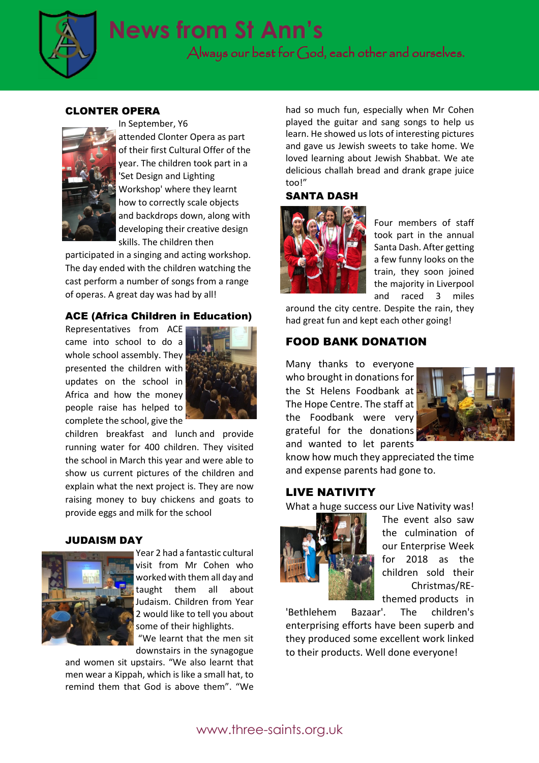# News from St Ann's

Always our best for God, each other and ourselves.

## CLONTER OPERA

In September, Y6 attended Clonter Opera as part of their first Cultural Offer of the year. The children took part in a 'Set Design and Lighting Workshop' where they learnt how to correctly scale objects and backdrops down, along with developing their creative design skills. The children then participated in a singing and acting workshop. The day ended with the children watching the cast perform a number of songs from a range of operas. A great day was had by all!

## ACE (Africa Children in Education)

Representatives from ACE came into school to do a whole school assembly. They presented the children with updates on the school in Africa and how the money people raise has helped to complete the school, give the children breakfast and lunch and provide running water for 400 children. They visited the school in March this year and were able to show us current pictures of the children and explain what the next project is. They are now raising money to buy chickens and goats to provide eggs and milk for the school

## JUDAISM DAY

Year 2 had a fantastic cultural visit from Mr Cohen who worked with them all day and taught them all about Judaism. Children from Year 2 would like to tell you about some of their highlights.

"We learnt that the men sit downstairs in the synagogue and women sit upstairs. "We also learnt that men wear a Kippah, which is like a small hat, to remind them that God is above them". "We had so much fun, especially when Mr Cohen played the guitar and sang songs to help us learn. He showed us lots of interesting pictures and gave us Jewish sweets to take home. We loved learning about Jewish Shabbat. We ate delicious challah bread and drank grape juice too!"

## SANTA DASH

Four members of staff took part in the annual Santa Dash. After getting a few funny looks on the train, they soon joined the majority in Liverpool and raced 3 miles around the city centre. Despite the rain, they had great fun and kept each other going!

## FOOD BANK DONATION

Many thanks to everyone who brought in donations for the St Helens Foodbank at The Hope Centre. The staff at the Foodbank were very grateful for the donations and wanted to let parents know how much they appreciated the time and expense parents had gone to.

## LIVE NATIVITY

What a huge success our Live Nativity was! The event also saw the culmination of our Enterprise Week for 2018 as the children sold their Christmas/RE-themed products in 'Bethlehem Bazaar'. The children's enterprising efforts have been superb and they produced some excellent work linked to their products. Well done everyone!

www.three-saints.org.uk